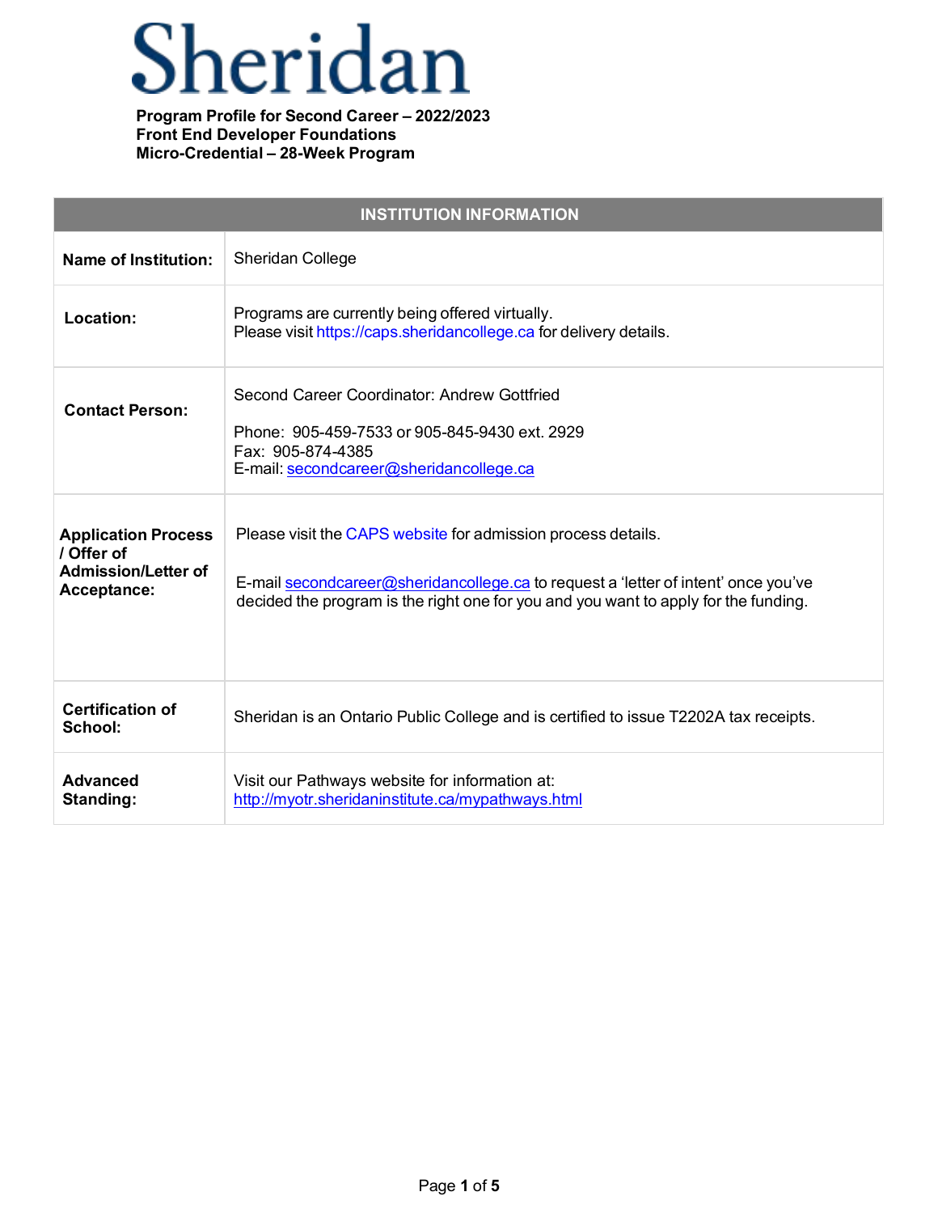# Sheridan

**Program Profile for Second Career – 2022/2023**
**Front End Developer Foundations**
**Micro-Credential – 28-Week Program**

| INSTITUTION INFORMATION | |
|---|---|
| **Name of Institution:** | Sheridan College |
| **Location:** | Programs are currently being offered virtually.<br>Please visit https://caps.sheridancollege.ca for delivery details. |
| **Contact Person:** | Second Career Coordinator: Andrew Gottfried<br><br>Phone: 905-459-7533 or 905-845-9430 ext. 2929<br>Fax: 905-874-4385<br>E-mail: secondcareer@sheridancollege.ca |
| **Application Process / Offer of Admission/Letter of Acceptance:** | Please visit the CAPS website for admission process details.<br><br>E-mail secondcareer@sheridancollege.ca to request a 'letter of intent' once you've decided the program is the right one for you and you want to apply for the funding. |
| **Certification of School:** | Sheridan is an Ontario Public College and is certified to issue T2202A tax receipts. |
| **Advanced Standing:** | Visit our Pathways website for information at:<br>http://myotr.sheridaninstitute.ca/mypathways.html |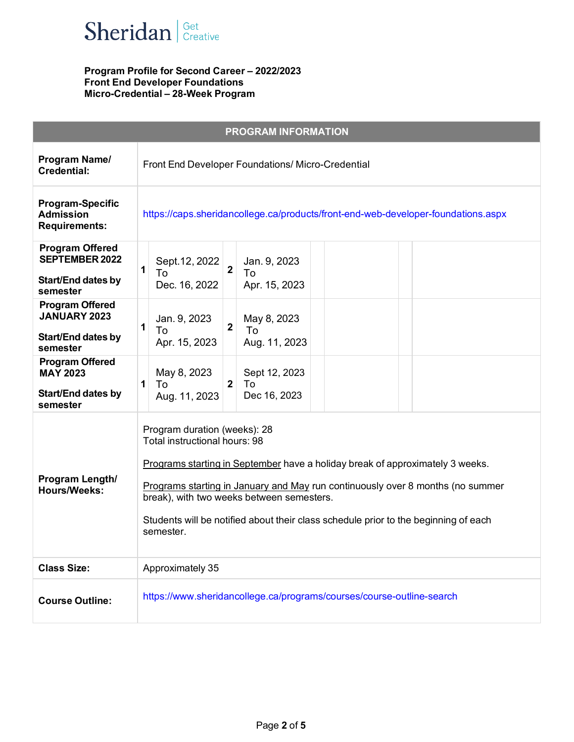Sheridan | Get Creative

**Program Profile for Second Career – 2022/2023**
**Front End Developer Foundations**
**Micro-Credential – 28-Week Program**

| PROGRAM INFORMATION | | | | | | | | |
|---|---|---|---|---|---|---|---|---|
| **Program Name/ Credential:** | Front End Developer Foundations/ Micro-Credential | | | | | | | |
| **Program-Specific Admission Requirements:** | https://caps.sheridancollege.ca/products/front-end-web-developer-foundations.aspx | | | | | | | |
| **Program Offered SEPTEMBER 2022** <br> **Start/End dates by semester** | **1** | Sept.12, 2022 To Dec. 16, 2022 | **2** | Jan. 9, 2023 To Apr. 15, 2023 | | | | |
| **Program Offered JANUARY 2023** <br> **Start/End dates by semester** | **1** | Jan. 9, 2023 To Apr. 15, 2023 | **2** | May 8, 2023 To Aug. 11, 2023 | | | | |
| **Program Offered MAY 2023** <br> **Start/End dates by semester** | **1** | May 8, 2023 To Aug. 11, 2023 | **2** | Sept 12, 2023 To Dec 16, 2023 | | | | |
| **Program Length/ Hours/Weeks:** | Program duration (weeks): 28 <br> Total instructional hours: 98 <br><br> Programs starting in September have a holiday break of approximately 3 weeks. <br><br> Programs starting in January and May run continuously over 8 months (no summer break), with two weeks between semesters. <br><br> Students will be notified about their class schedule prior to the beginning of each semester. | | | | | | | |
| **Class Size:** | Approximately 35 | | | | | | | |
| **Course Outline:** | https://www.sheridancollege.ca/programs/courses/course-outline-search | | | | | | | |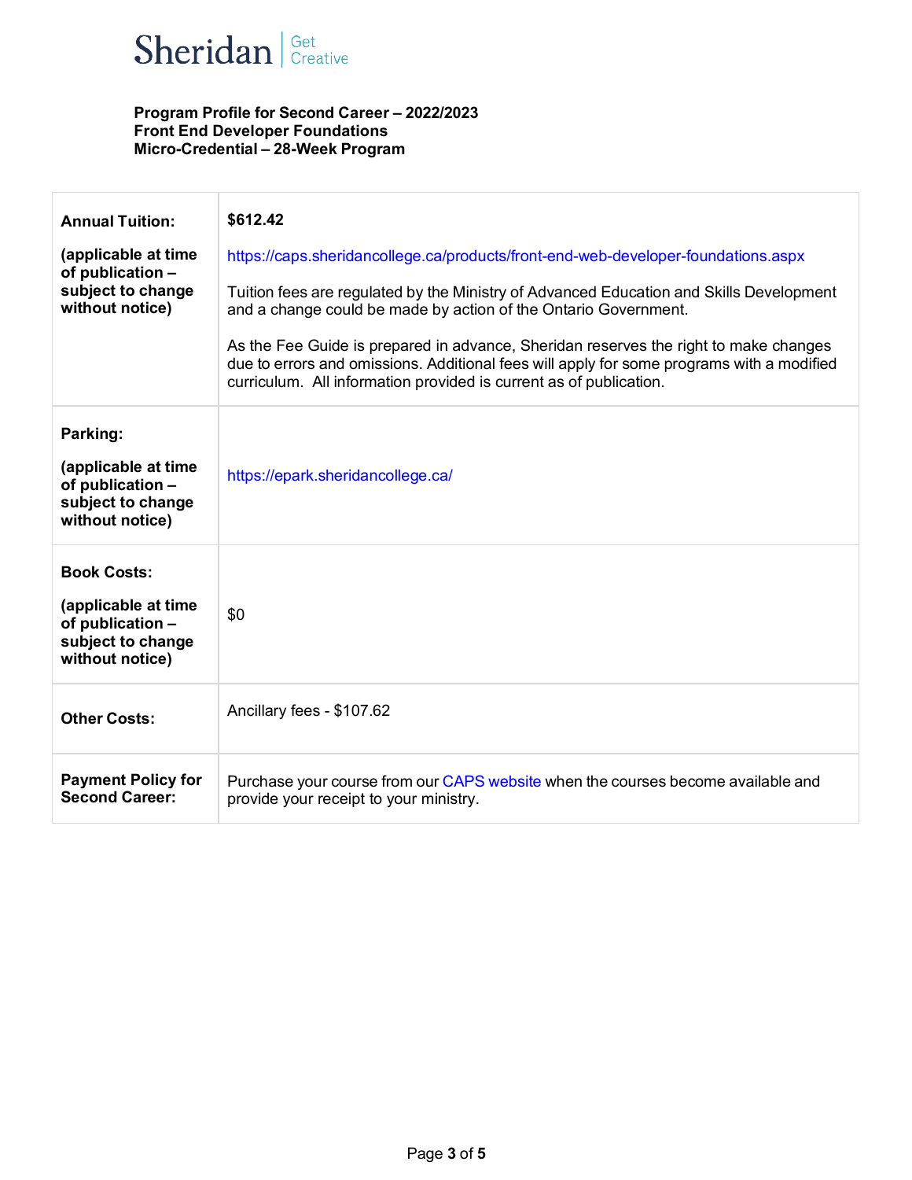Sheridan | Get Creative

**Program Profile for Second Career – 2022/2023**
**Front End Developer Foundations**
**Micro-Credential – 28-Week Program**

| | |
|---|---|
| **Annual Tuition:**<br><br>**(applicable at time of publication – subject to change without notice)** | **$612.42**<br><br>https://caps.sheridancollege.ca/products/front-end-web-developer-foundations.aspx<br><br>Tuition fees are regulated by the Ministry of Advanced Education and Skills Development and a change could be made by action of the Ontario Government.<br><br>As the Fee Guide is prepared in advance, Sheridan reserves the right to make changes due to errors and omissions. Additional fees will apply for some programs with a modified curriculum. All information provided is current as of publication. |
| **Parking:**<br><br>**(applicable at time of publication – subject to change without notice)** | https://epark.sheridancollege.ca/ |
| **Book Costs:**<br><br>**(applicable at time of publication – subject to change without notice)** | $0 |
| **Other Costs:** | Ancillary fees - $107.62 |
| **Payment Policy for Second Career:** | Purchase your course from our CAPS website when the courses become available and provide your receipt to your ministry. |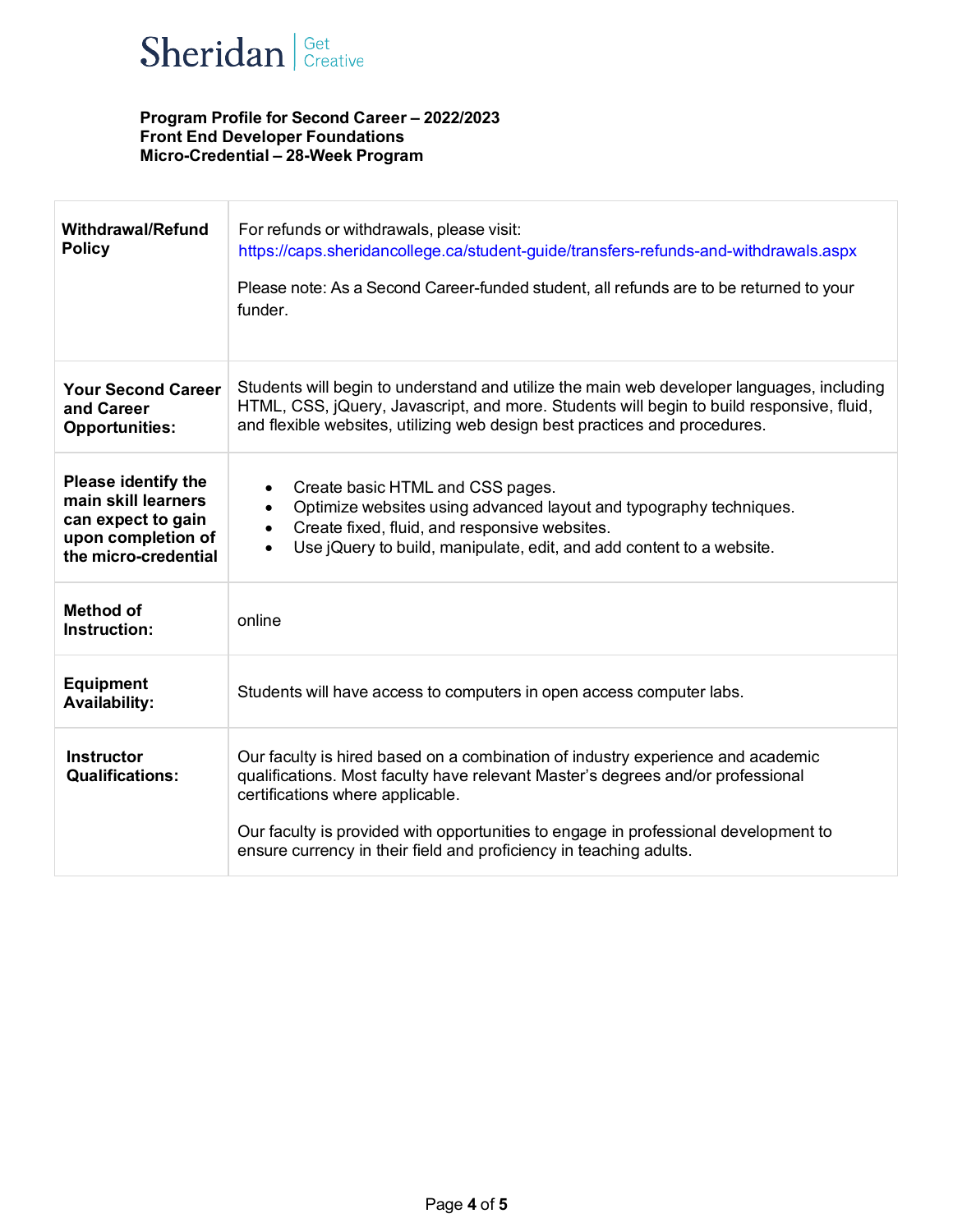**Program Profile for Second Career – 2022/2023**
**Front End Developer Foundations**
**Micro-Credential – 28-Week Program**

| | |
|---|---|
| **Withdrawal/Refund Policy** | For refunds or withdrawals, please visit: https://caps.sheridancollege.ca/student-guide/transfers-refunds-and-withdrawals.aspx<br><br>Please note: As a Second Career-funded student, all refunds are to be returned to your funder. |
| **Your Second Career and Career Opportunities:** | Students will begin to understand and utilize the main web developer languages, including HTML, CSS, jQuery, Javascript, and more. Students will begin to build responsive, fluid, and flexible websites, utilizing web design best practices and procedures. |
| **Please identify the main skill learners can expect to gain upon completion of the micro-credential** | • Create basic HTML and CSS pages.<br>• Optimize websites using advanced layout and typography techniques.<br>• Create fixed, fluid, and responsive websites.<br>• Use jQuery to build, manipulate, edit, and add content to a website. |
| **Method of Instruction:** | online |
| **Equipment Availability:** | Students will have access to computers in open access computer labs. |
| **Instructor Qualifications:** | Our faculty is hired based on a combination of industry experience and academic qualifications. Most faculty have relevant Master's degrees and/or professional certifications where applicable.<br><br>Our faculty is provided with opportunities to engage in professional development to ensure currency in their field and proficiency in teaching adults. |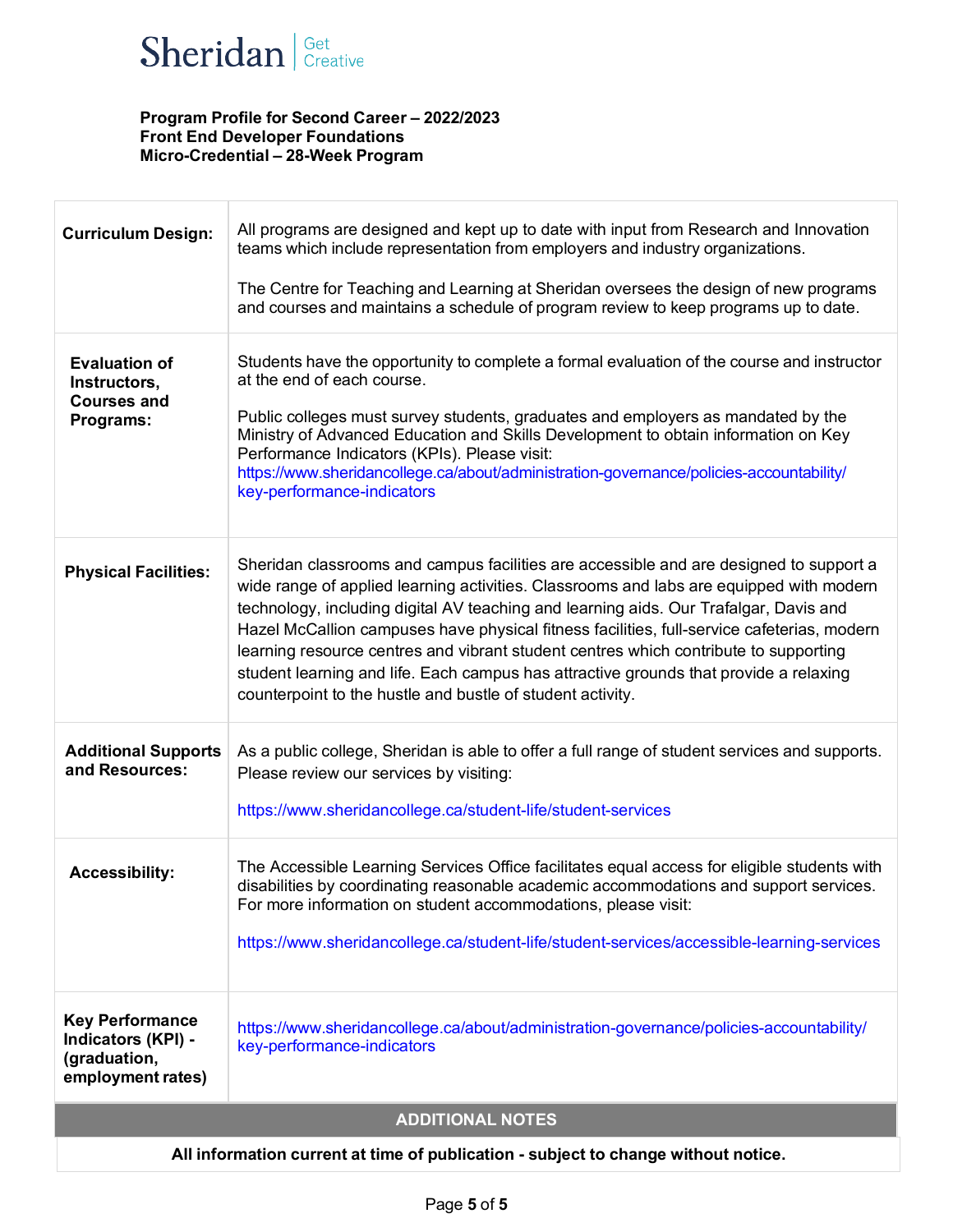**Program Profile for Second Career – 2022/2023**
**Front End Developer Foundations**
**Micro-Credential – 28-Week Program**

| | |
|---|---|
| **Curriculum Design:** | All programs are designed and kept up to date with input from Research and Innovation teams which include representation from employers and industry organizations.<br><br>The Centre for Teaching and Learning at Sheridan oversees the design of new programs and courses and maintains a schedule of program review to keep programs up to date. |
| **Evaluation of Instructors, Courses and Programs:** | Students have the opportunity to complete a formal evaluation of the course and instructor at the end of each course.<br><br>Public colleges must survey students, graduates and employers as mandated by the Ministry of Advanced Education and Skills Development to obtain information on Key Performance Indicators (KPIs). Please visit: https://www.sheridancollege.ca/about/administration-governance/policies-accountability/key-performance-indicators |
| **Physical Facilities:** | Sheridan classrooms and campus facilities are accessible and are designed to support a wide range of applied learning activities. Classrooms and labs are equipped with modern technology, including digital AV teaching and learning aids. Our Trafalgar, Davis and Hazel McCallion campuses have physical fitness facilities, full-service cafeterias, modern learning resource centres and vibrant student centres which contribute to supporting student learning and life. Each campus has attractive grounds that provide a relaxing counterpoint to the hustle and bustle of student activity. |
| **Additional Supports and Resources:** | As a public college, Sheridan is able to offer a full range of student services and supports. Please review our services by visiting:<br><br>https://www.sheridancollege.ca/student-life/student-services |
| **Accessibility:** | The Accessible Learning Services Office facilitates equal access for eligible students with disabilities by coordinating reasonable academic accommodations and support services. For more information on student accommodations, please visit:<br><br>https://www.sheridancollege.ca/student-life/student-services/accessible-learning-services |
| **Key Performance Indicators (KPI) - (graduation, employment rates)** | https://www.sheridancollege.ca/about/administration-governance/policies-accountability/key-performance-indicators |

**ADDITIONAL NOTES**

**All information current at time of publication - subject to change without notice.**